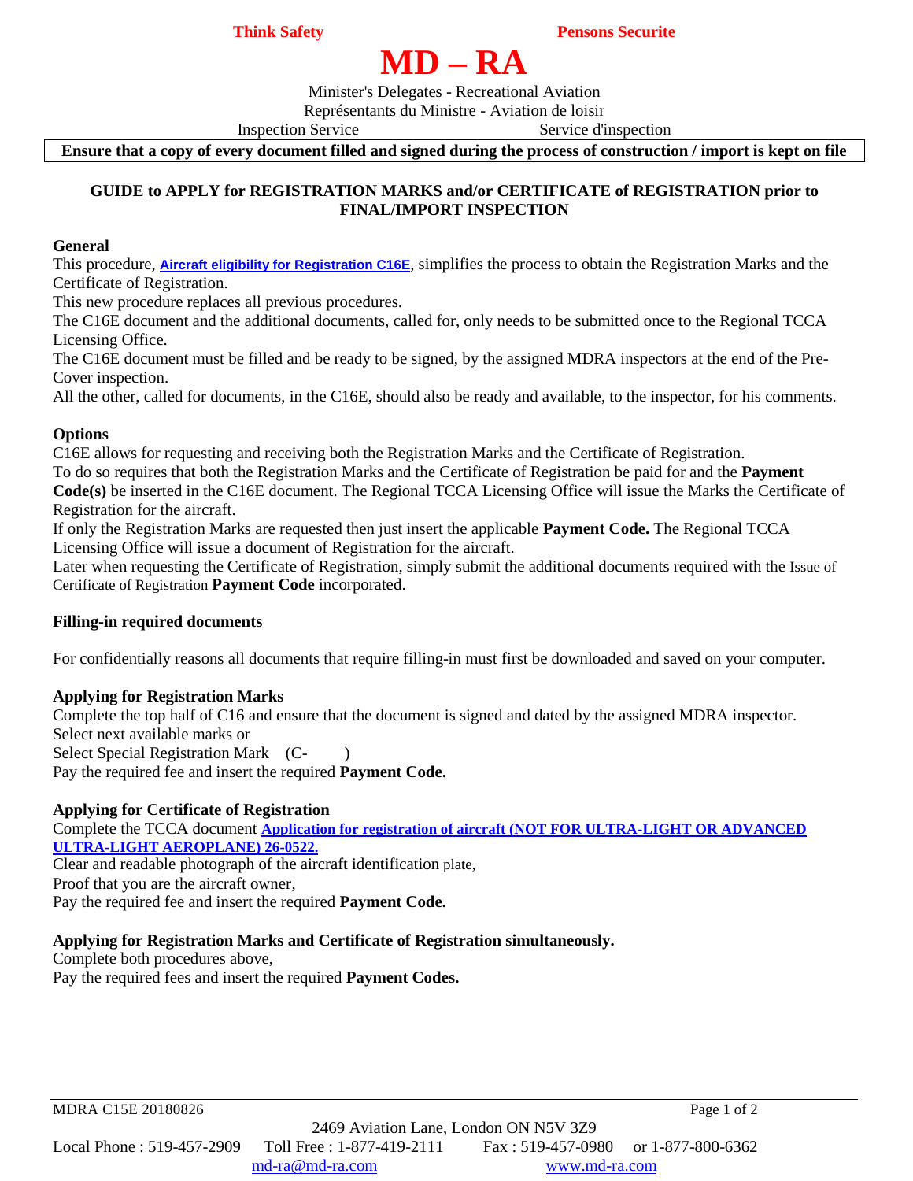**Think Safety** **Pensons Securite**

# MD – RA

Minister's Delegates - Recreational Aviation
Représentants du Ministre - Aviation de loisir
Inspection Service Service d'inspection

**Ensure that a copy of every document filled and signed during the process of construction / import is kept on file**

## GUIDE to APPLY for REGISTRATION MARKS and/or CERTIFICATE of REGISTRATION prior to FINAL/IMPORT INSPECTION

### General

This procedure, **Aircraft eligibility for Registration C16E**, simplifies the process to obtain the Registration Marks and the Certificate of Registration.
This new procedure replaces all previous procedures.
The C16E document and the additional documents, called for, only needs to be submitted once to the Regional TCCA Licensing Office.
The C16E document must be filled and be ready to be signed, by the assigned MDRA inspectors at the end of the Pre-Cover inspection.
All the other, called for documents, in the C16E, should also be ready and available, to the inspector, for his comments.

### Options

C16E allows for requesting and receiving both the Registration Marks and the Certificate of Registration.
To do so requires that both the Registration Marks and the Certificate of Registration be paid for and the **Payment Code(s)** be inserted in the C16E document. The Regional TCCA Licensing Office will issue the Marks the Certificate of Registration for the aircraft.
If only the Registration Marks are requested then just insert the applicable **Payment Code.** The Regional TCCA Licensing Office will issue a document of Registration for the aircraft.
Later when requesting the Certificate of Registration, simply submit the additional documents required with the Issue of Certificate of Registration **Payment Code** incorporated.

### Filling-in required documents

For confidentially reasons all documents that require filling-in must first be downloaded and saved on your computer.

### Applying for Registration Marks

Complete the top half of C16 and ensure that the document is signed and dated by the assigned MDRA inspector.
Select next available marks or
Select Special Registration Mark (C- )
Pay the required fee and insert the required **Payment Code.**

### Applying for Certificate of Registration

Complete the TCCA document **Application for registration of aircraft (NOT FOR ULTRA-LIGHT OR ADVANCED ULTRA-LIGHT AEROPLANE) 26-0522.**
Clear and readable photograph of the aircraft identification plate,
Proof that you are the aircraft owner,
Pay the required fee and insert the required **Payment Code.**

### Applying for Registration Marks and Certificate of Registration simultaneously.

Complete both procedures above,
Pay the required fees and insert the required **Payment Codes.**

MDRA C15E 20180826

2469 Aviation Lane, London ON N5V 3Z9
Local Phone : 519-457-2909 Toll Free : 1-877-419-2111 Fax : 519-457-0980 or 1-877-800-6362
md-ra@md-ra.com www.md-ra.com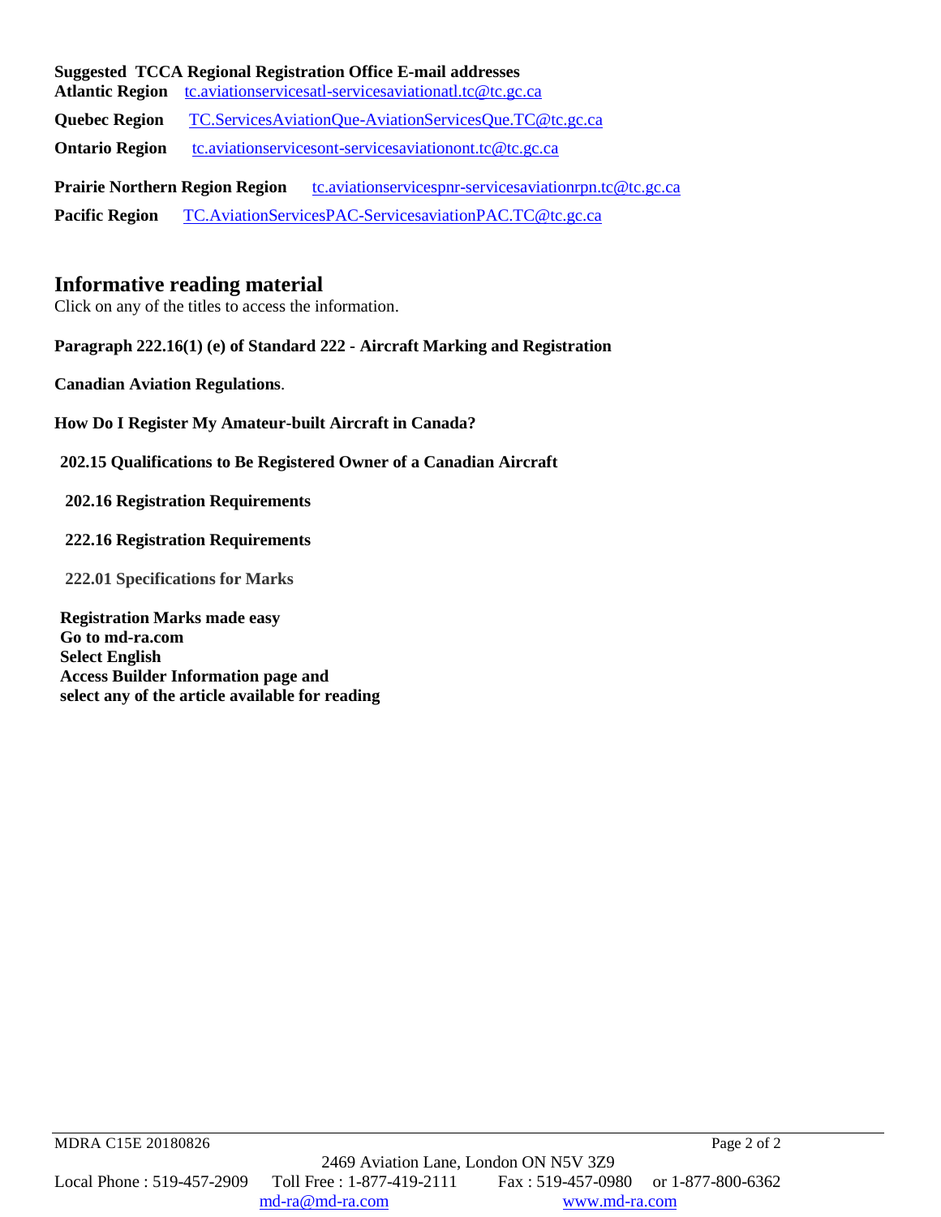**Suggested TCCA Regional Registration Office E-mail addresses**

**Atlantic Region** tc.aviationservicesatl-servicesaviationatl.tc@tc.gc.ca

**Quebec Region** TC.ServicesAviationQue-AviationServicesQue.TC@tc.gc.ca

**Ontario Region** tc.aviationservicesont-servicesaviationont.tc@tc.gc.ca

**Prairie Northern Region Region** tc.aviationservicespnr-servicesaviationrpn.tc@tc.gc.ca

**Pacific Region** TC.AviationServicesPAC-ServicesaviationPAC.TC@tc.gc.ca

## Informative reading material

Click on any of the titles to access the information.

**Paragraph 222.16(1) (e) of Standard 222 - Aircraft Marking and Registration**

**Canadian Aviation Regulations**.

**How Do I Register My Amateur-built Aircraft in Canada?**

**202.15 Qualifications to Be Registered Owner of a Canadian Aircraft**

**202.16 Registration Requirements**

**222.16 Registration Requirements**

**222.01 Specifications for Marks**

**Registration Marks made easy**
**Go to md-ra.com**
**Select English**
**Access Builder Information page and**
**select any of the article available for reading**

MDRA C15E 20180826

2469 Aviation Lane, London ON N5V 3Z9

Local Phone : 519-457-2909 Toll Free : 1-877-419-2111 Fax : 519-457-0980 or 1-877-800-6362

md-ra@md-ra.com www.md-ra.com